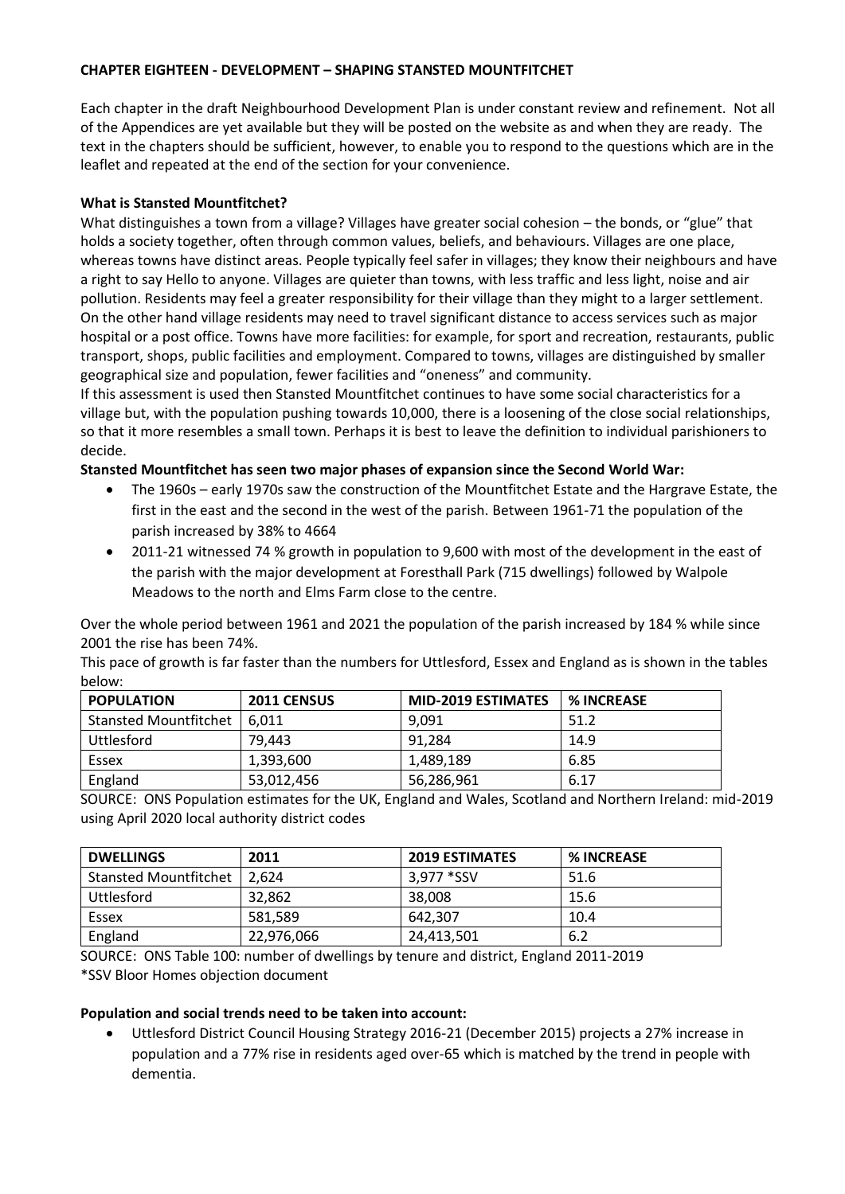**CHAPTER EIGHTEEN - DEVELOPMENT – SHAPING STANSTED MOUNTFITCHET**

Each chapter in the draft Neighbourhood Development Plan is under constant review and refinement. Not all of the Appendices are yet available but they will be posted on the website as and when they are ready. The text in the chapters should be sufficient, however, to enable you to respond to the questions which are in the leaflet and repeated at the end of the section for your convenience.

**What is Stansted Mountfitchet?**

What distinguishes a town from a village? Villages have greater social cohesion – the bonds, or "glue" that holds a society together, often through common values, beliefs, and behaviours. Villages are one place, whereas towns have distinct areas. People typically feel safer in villages; they know their neighbours and have a right to say Hello to anyone. Villages are quieter than towns, with less traffic and less light, noise and air pollution. Residents may feel a greater responsibility for their village than they might to a larger settlement. On the other hand village residents may need to travel significant distance to access services such as major hospital or a post office. Towns have more facilities: for example, for sport and recreation, restaurants, public transport, shops, public facilities and employment. Compared to towns, villages are distinguished by smaller geographical size and population, fewer facilities and "oneness" and community.

If this assessment is used then Stansted Mountfitchet continues to have some social characteristics for a village but, with the population pushing towards 10,000, there is a loosening of the close social relationships, so that it more resembles a small town. Perhaps it is best to leave the definition to individual parishioners to decide.

**Stansted Mountfitchet has seen two major phases of expansion since the Second World War:**

- The 1960s – early 1970s saw the construction of the Mountfitchet Estate and the Hargrave Estate, the first in the east and the second in the west of the parish. Between 1961-71 the population of the parish increased by 38% to 4664
- 2011-21 witnessed 74 % growth in population to 9,600 with most of the development in the east of the parish with the major development at Foresthall Park (715 dwellings) followed by Walpole Meadows to the north and Elms Farm close to the centre.

Over the whole period between 1961 and 2021 the population of the parish increased by 184 % while since 2001 the rise has been 74%.

This pace of growth is far faster than the numbers for Uttlesford, Essex and England as is shown in the tables below:

| POPULATION | 2011 CENSUS | MID-2019 ESTIMATES | % INCREASE |
|---|---|---|---|
| Stansted Mountfitchet | 6,011 | 9,091 | 51.2 |
| Uttlesford | 79,443 | 91,284 | 14.9 |
| Essex | 1,393,600 | 1,489,189 | 6.85 |
| England | 53,012,456 | 56,286,961 | 6.17 |

SOURCE: ONS Population estimates for the UK, England and Wales, Scotland and Northern Ireland: mid-2019 using April 2020 local authority district codes

| DWELLINGS | 2011 | 2019 ESTIMATES | % INCREASE |
|---|---|---|---|
| Stansted Mountfitchet | 2,624 | 3,977 *SSV | 51.6 |
| Uttlesford | 32,862 | 38,008 | 15.6 |
| Essex | 581,589 | 642,307 | 10.4 |
| England | 22,976,066 | 24,413,501 | 6.2 |

SOURCE: ONS Table 100: number of dwellings by tenure and district, England 2011-2019
*SSV Bloor Homes objection document

**Population and social trends need to be taken into account:**

- Uttlesford District Council Housing Strategy 2016-21 (December 2015) projects a 27% increase in population and a 77% rise in residents aged over-65 which is matched by the trend in people with dementia.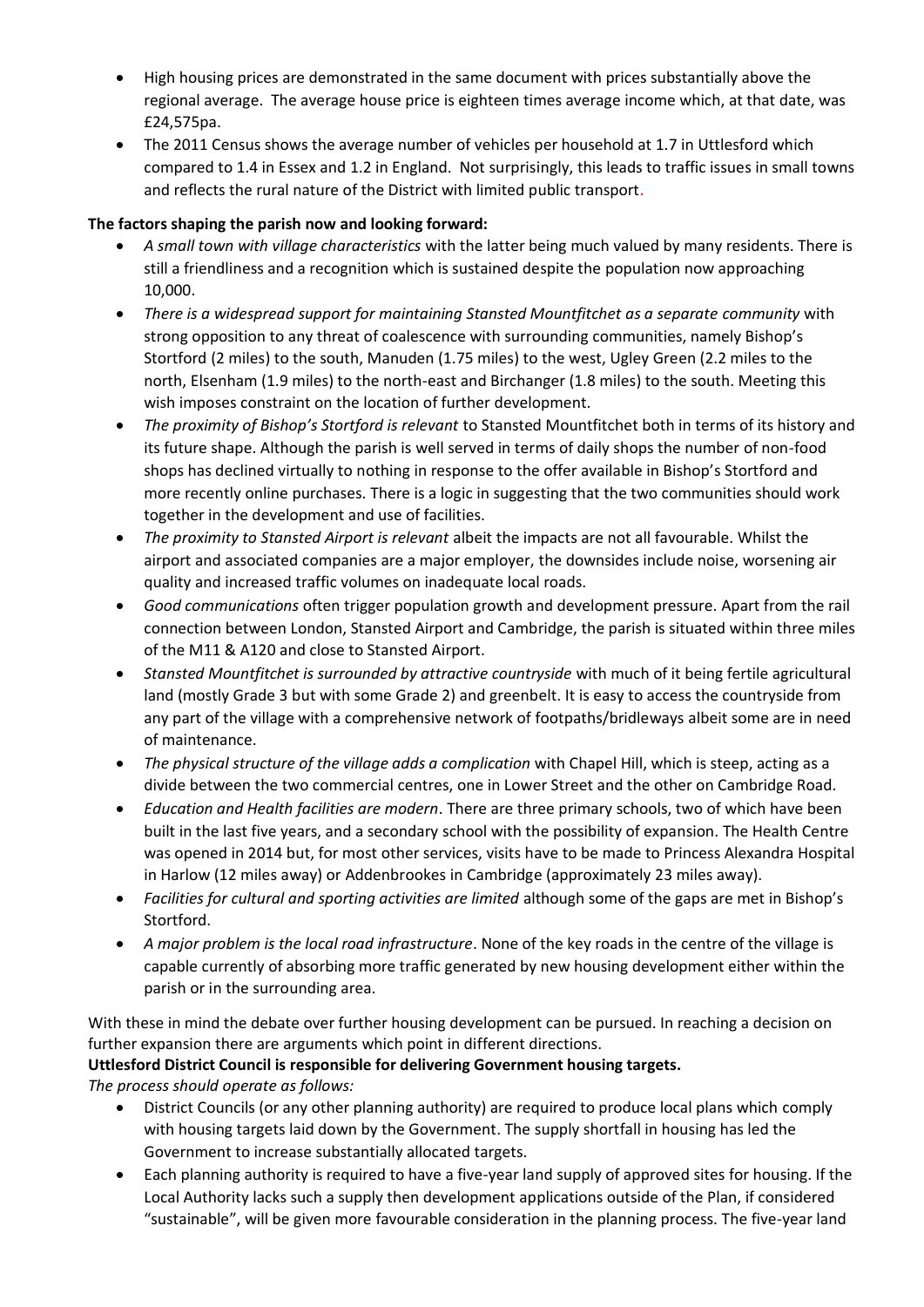- High housing prices are demonstrated in the same document with prices substantially above the regional average. The average house price is eighteen times average income which, at that date, was £24,575pa.
- The 2011 Census shows the average number of vehicles per household at 1.7 in Uttlesford which compared to 1.4 in Essex and 1.2 in England. Not surprisingly, this leads to traffic issues in small towns and reflects the rural nature of the District with limited public transport.

**The factors shaping the parish now and looking forward:**

- *A small town with village characteristics* with the latter being much valued by many residents. There is still a friendliness and a recognition which is sustained despite the population now approaching 10,000.
- *There is a widespread support for maintaining Stansted Mountfitchet as a separate community* with strong opposition to any threat of coalescence with surrounding communities, namely Bishop's Stortford (2 miles) to the south, Manuden (1.75 miles) to the west, Ugley Green (2.2 miles to the north, Elsenham (1.9 miles) to the north-east and Birchanger (1.8 miles) to the south. Meeting this wish imposes constraint on the location of further development.
- *The proximity of Bishop's Stortford is relevant* to Stansted Mountfitchet both in terms of its history and its future shape. Although the parish is well served in terms of daily shops the number of non-food shops has declined virtually to nothing in response to the offer available in Bishop's Stortford and more recently online purchases. There is a logic in suggesting that the two communities should work together in the development and use of facilities.
- *The proximity to Stansted Airport is relevant* albeit the impacts are not all favourable. Whilst the airport and associated companies are a major employer, the downsides include noise, worsening air quality and increased traffic volumes on inadequate local roads.
- *Good communications* often trigger population growth and development pressure. Apart from the rail connection between London, Stansted Airport and Cambridge, the parish is situated within three miles of the M11 & A120 and close to Stansted Airport.
- *Stansted Mountfitchet is surrounded by attractive countryside* with much of it being fertile agricultural land (mostly Grade 3 but with some Grade 2) and greenbelt. It is easy to access the countryside from any part of the village with a comprehensive network of footpaths/bridleways albeit some are in need of maintenance.
- *The physical structure of the village adds a complication* with Chapel Hill, which is steep, acting as a divide between the two commercial centres, one in Lower Street and the other on Cambridge Road.
- *Education and Health facilities are modern*. There are three primary schools, two of which have been built in the last five years, and a secondary school with the possibility of expansion. The Health Centre was opened in 2014 but, for most other services, visits have to be made to Princess Alexandra Hospital in Harlow (12 miles away) or Addenbrookes in Cambridge (approximately 23 miles away).
- *Facilities for cultural and sporting activities are limited* although some of the gaps are met in Bishop's Stortford.
- *A major problem is the local road infrastructure*. None of the key roads in the centre of the village is capable currently of absorbing more traffic generated by new housing development either within the parish or in the surrounding area.

With these in mind the debate over further housing development can be pursued. In reaching a decision on further expansion there are arguments which point in different directions.

**Uttlesford District Council is responsible for delivering Government housing targets.**

*The process should operate as follows:*

- District Councils (or any other planning authority) are required to produce local plans which comply with housing targets laid down by the Government. The supply shortfall in housing has led the Government to increase substantially allocated targets.
- Each planning authority is required to have a five-year land supply of approved sites for housing. If the Local Authority lacks such a supply then development applications outside of the Plan, if considered "sustainable", will be given more favourable consideration in the planning process. The five-year land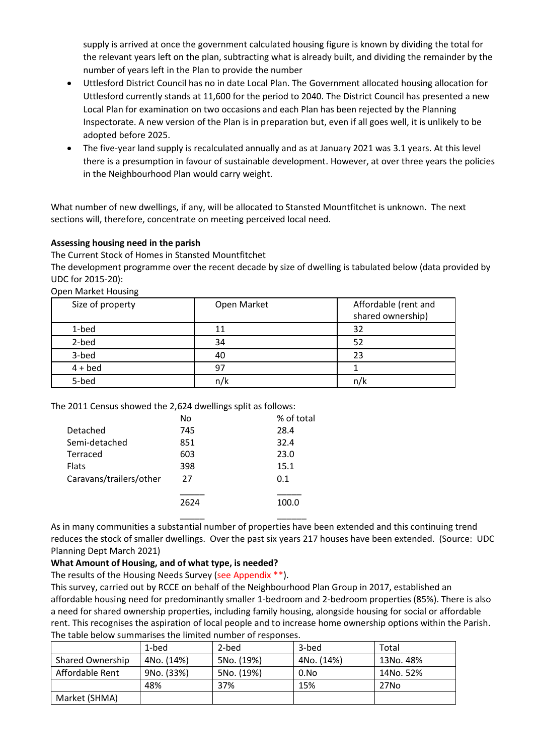supply is arrived at once the government calculated housing figure is known by dividing the total for the relevant years left on the plan, subtracting what is already built, and dividing the remainder by the number of years left in the Plan to provide the number

- Uttlesford District Council has no in date Local Plan. The Government allocated housing allocation for Uttlesford currently stands at 11,600 for the period to 2040. The District Council has presented a new Local Plan for examination on two occasions and each Plan has been rejected by the Planning Inspectorate. A new version of the Plan is in preparation but, even if all goes well, it is unlikely to be adopted before 2025.
- The five-year land supply is recalculated annually and as at January 2021 was 3.1 years. At this level there is a presumption in favour of sustainable development. However, at over three years the policies in the Neighbourhood Plan would carry weight.

What number of new dwellings, if any, will be allocated to Stansted Mountfitchet is unknown. The next sections will, therefore, concentrate on meeting perceived local need.

**Assessing housing need in the parish**

The Current Stock of Homes in Stansted Mountfitchet

The development programme over the recent decade by size of dwelling is tabulated below (data provided by UDC for 2015-20):

Open Market Housing

| Size of property | Open Market | Affordable (rent and shared ownership) |
|---|---|---|
| 1-bed | 11 | 32 |
| 2-bed | 34 | 52 |
| 3-bed | 40 | 23 |
| 4 + bed | 97 | 1 |
| 5-bed | n/k | n/k |

The 2011 Census showed the 2,624 dwellings split as follows:

| | No | % of total |
|---|---|---|
| Detached | 745 | 28.4 |
| Semi-detached | 851 | 32.4 |
| Terraced | 603 | 23.0 |
| Flats | 398 | 15.1 |
| Caravans/trailers/other | 27 | 0.1 |
| | 2624 | 100.0 |

As in many communities a substantial number of properties have been extended and this continuing trend reduces the stock of smaller dwellings. Over the past six years 217 houses have been extended. (Source: UDC Planning Dept March 2021)

**What Amount of Housing, and of what type, is needed?**

The results of the Housing Needs Survey (see Appendix **).

This survey, carried out by RCCE on behalf of the Neighbourhood Plan Group in 2017, established an affordable housing need for predominantly smaller 1-bedroom and 2-bedroom properties (85%). There is also a need for shared ownership properties, including family housing, alongside housing for social or affordable rent. This recognises the aspiration of local people and to increase home ownership options within the Parish. The table below summarises the limited number of responses.

| | 1-bed | 2-bed | 3-bed | Total |
|---|---|---|---|---|
| Shared Ownership | 4No. (14%) | 5No. (19%) | 4No. (14%) | 13No. 48% |
| Affordable Rent | 9No. (33%) | 5No. (19%) | 0.No | 14No. 52% |
| | 48% | 37% | 15% | 27No |
| Market (SHMA) | | | | |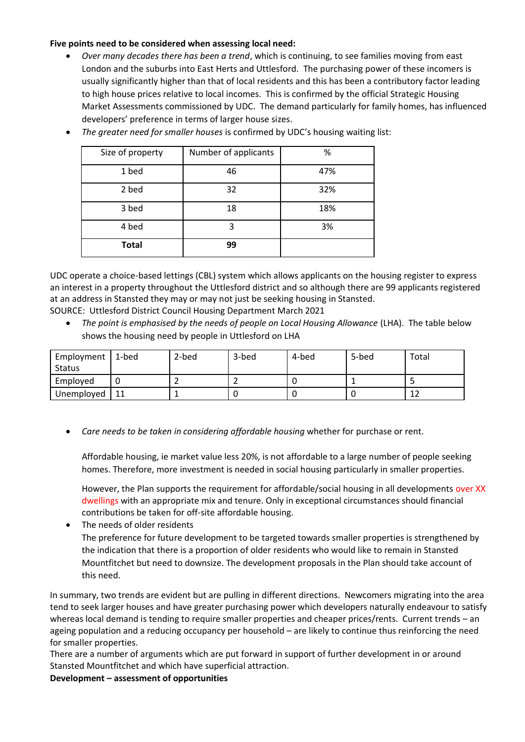**Five points need to be considered when assessing local need:**

- *Over many decades there has been a trend*, which is continuing, to see families moving from east London and the suburbs into East Herts and Uttlesford. The purchasing power of these incomers is usually significantly higher than that of local residents and this has been a contributory factor leading to high house prices relative to local incomes. This is confirmed by the official Strategic Housing Market Assessments commissioned by UDC. The demand particularly for family homes, has influenced developers' preference in terms of larger house sizes.
- *The greater need for smaller houses* is confirmed by UDC's housing waiting list:

| Size of property | Number of applicants | % |
| --- | --- | --- |
| 1 bed | 46 | 47% |
| 2 bed | 32 | 32% |
| 3 bed | 18 | 18% |
| 4 bed | 3 | 3% |
| **Total** | **99** | |

UDC operate a choice-based lettings (CBL) system which allows applicants on the housing register to express an interest in a property throughout the Uttlesford district and so although there are 99 applicants registered at an address in Stansted they may or may not just be seeking housing in Stansted.
SOURCE: Uttlesford District Council Housing Department March 2021

- *The point is emphasised by the needs of people on Local Housing Allowance* (LHA). The table below shows the housing need by people in Uttlesford on LHA

| Employment Status | 1-bed | 2-bed | 3-bed | 4-bed | 5-bed | Total |
| --- | --- | --- | --- | --- | --- | --- |
| Employed | 0 | 2 | 2 | 0 | 1 | 5 |
| Unemployed | 11 | 1 | 0 | 0 | 0 | 12 |

- *Care needs to be taken in considering affordable housing* whether for purchase or rent.

  Affordable housing, ie market value less 20%, is not affordable to a large number of people seeking homes. Therefore, more investment is needed in social housing particularly in smaller properties.

  However, the Plan supports the requirement for affordable/social housing in all developments over XX dwellings with an appropriate mix and tenure. Only in exceptional circumstances should financial contributions be taken for off-site affordable housing.

- The needs of older residents
  The preference for future development to be targeted towards smaller properties is strengthened by the indication that there is a proportion of older residents who would like to remain in Stansted Mountfitchet but need to downsize. The development proposals in the Plan should take account of this need.

In summary, two trends are evident but are pulling in different directions. Newcomers migrating into the area tend to seek larger houses and have greater purchasing power which developers naturally endeavour to satisfy whereas local demand is tending to require smaller properties and cheaper prices/rents. Current trends – an ageing population and a reducing occupancy per household – are likely to continue thus reinforcing the need for smaller properties.
There are a number of arguments which are put forward in support of further development in or around Stansted Mountfitchet and which have superficial attraction.

**Development – assessment of opportunities**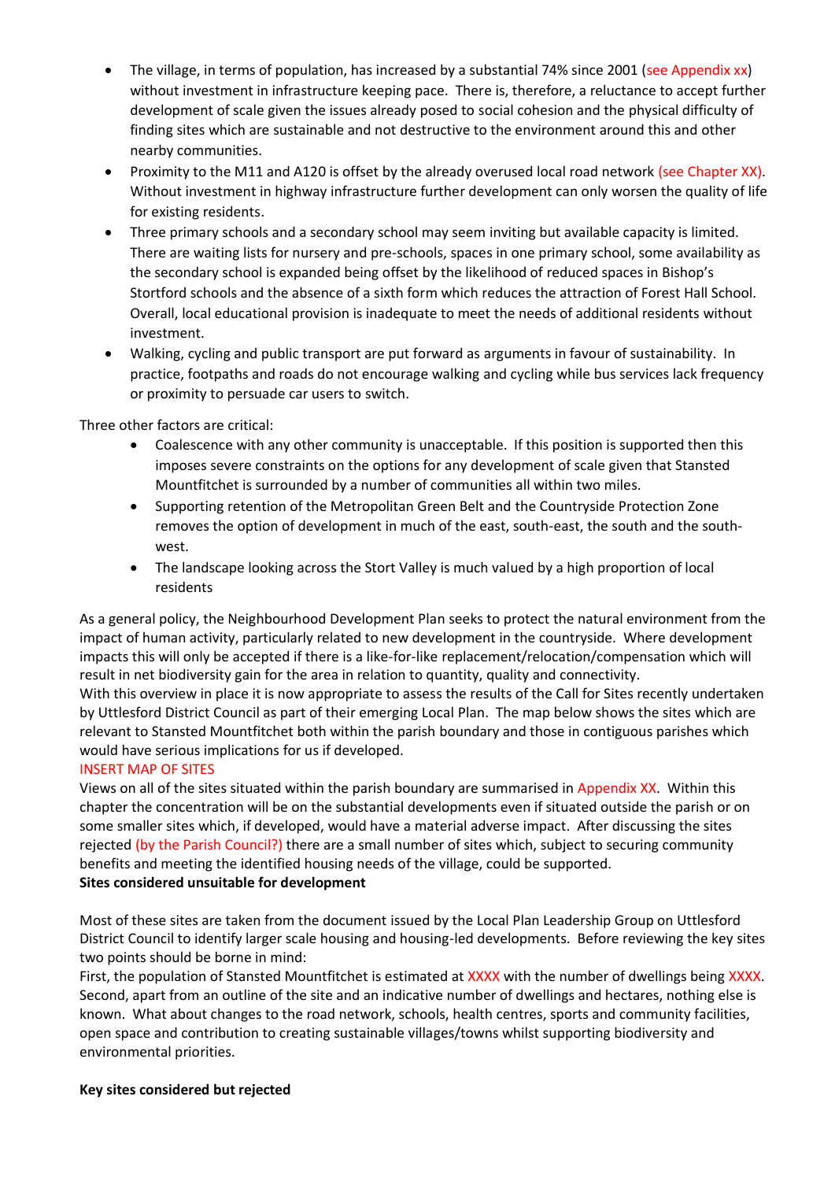- The village, in terms of population, has increased by a substantial 74% since 2001 (see Appendix xx) without investment in infrastructure keeping pace. There is, therefore, a reluctance to accept further development of scale given the issues already posed to social cohesion and the physical difficulty of finding sites which are sustainable and not destructive to the environment around this and other nearby communities.
- Proximity to the M11 and A120 is offset by the already overused local road network (see Chapter XX). Without investment in highway infrastructure further development can only worsen the quality of life for existing residents.
- Three primary schools and a secondary school may seem inviting but available capacity is limited. There are waiting lists for nursery and pre-schools, spaces in one primary school, some availability as the secondary school is expanded being offset by the likelihood of reduced spaces in Bishop's Stortford schools and the absence of a sixth form which reduces the attraction of Forest Hall School. Overall, local educational provision is inadequate to meet the needs of additional residents without investment.
- Walking, cycling and public transport are put forward as arguments in favour of sustainability. In practice, footpaths and roads do not encourage walking and cycling while bus services lack frequency or proximity to persuade car users to switch.

Three other factors are critical:

- Coalescence with any other community is unacceptable. If this position is supported then this imposes severe constraints on the options for any development of scale given that Stansted Mountfitchet is surrounded by a number of communities all within two miles.
- Supporting retention of the Metropolitan Green Belt and the Countryside Protection Zone removes the option of development in much of the east, south-east, the south and the south-west.
- The landscape looking across the Stort Valley is much valued by a high proportion of local residents

As a general policy, the Neighbourhood Development Plan seeks to protect the natural environment from the impact of human activity, particularly related to new development in the countryside. Where development impacts this will only be accepted if there is a like-for-like replacement/relocation/compensation which will result in net biodiversity gain for the area in relation to quantity, quality and connectivity.

With this overview in place it is now appropriate to assess the results of the Call for Sites recently undertaken by Uttlesford District Council as part of their emerging Local Plan. The map below shows the sites which are relevant to Stansted Mountfitchet both within the parish boundary and those in contiguous parishes which would have serious implications for us if developed.

INSERT MAP OF SITES

Views on all of the sites situated within the parish boundary are summarised in Appendix XX. Within this chapter the concentration will be on the substantial developments even if situated outside the parish or on some smaller sites which, if developed, would have a material adverse impact. After discussing the sites rejected (by the Parish Council?) there are a small number of sites which, subject to securing community benefits and meeting the identified housing needs of the village, could be supported.

**Sites considered unsuitable for development**

Most of these sites are taken from the document issued by the Local Plan Leadership Group on Uttlesford District Council to identify larger scale housing and housing-led developments. Before reviewing the key sites two points should be borne in mind:

First, the population of Stansted Mountfitchet is estimated at XXXX with the number of dwellings being XXXX.

Second, apart from an outline of the site and an indicative number of dwellings and hectares, nothing else is known. What about changes to the road network, schools, health centres, sports and community facilities, open space and contribution to creating sustainable villages/towns whilst supporting biodiversity and environmental priorities.

**Key sites considered but rejected**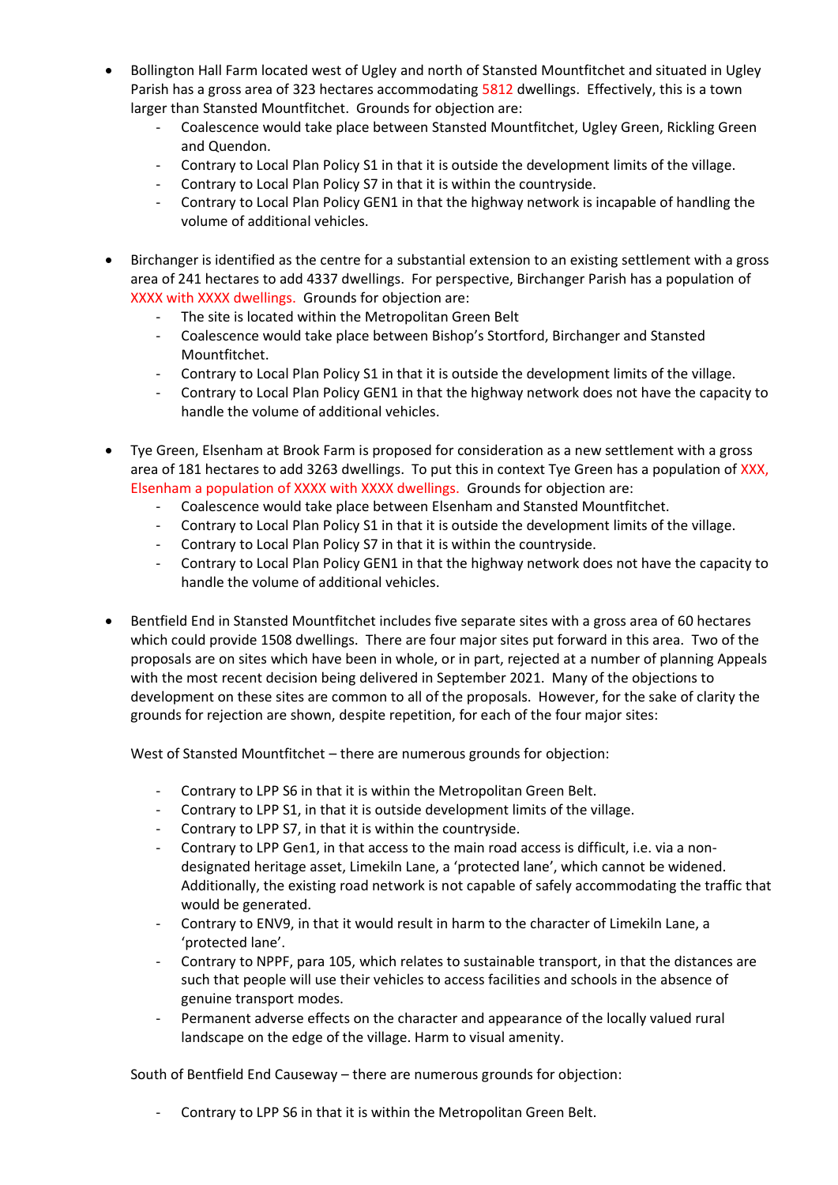- Bollington Hall Farm located west of Ugley and north of Stansted Mountfitchet and situated in Ugley Parish has a gross area of 323 hectares accommodating 5812 dwellings. Effectively, this is a town larger than Stansted Mountfitchet. Grounds for objection are:
  - Coalescence would take place between Stansted Mountfitchet, Ugley Green, Rickling Green and Quendon.
  - Contrary to Local Plan Policy S1 in that it is outside the development limits of the village.
  - Contrary to Local Plan Policy S7 in that it is within the countryside.
  - Contrary to Local Plan Policy GEN1 in that the highway network is incapable of handling the volume of additional vehicles.

- Birchanger is identified as the centre for a substantial extension to an existing settlement with a gross area of 241 hectares to add 4337 dwellings. For perspective, Birchanger Parish has a population of XXXX with XXXX dwellings. Grounds for objection are:
  - The site is located within the Metropolitan Green Belt
  - Coalescence would take place between Bishop's Stortford, Birchanger and Stansted Mountfitchet.
  - Contrary to Local Plan Policy S1 in that it is outside the development limits of the village.
  - Contrary to Local Plan Policy GEN1 in that the highway network does not have the capacity to handle the volume of additional vehicles.

- Tye Green, Elsenham at Brook Farm is proposed for consideration as a new settlement with a gross area of 181 hectares to add 3263 dwellings. To put this in context Tye Green has a population of XXX, Elsenham a population of XXXX with XXXX dwellings. Grounds for objection are:
  - Coalescence would take place between Elsenham and Stansted Mountfitchet.
  - Contrary to Local Plan Policy S1 in that it is outside the development limits of the village.
  - Contrary to Local Plan Policy S7 in that it is within the countryside.
  - Contrary to Local Plan Policy GEN1 in that the highway network does not have the capacity to handle the volume of additional vehicles.

- Bentfield End in Stansted Mountfitchet includes five separate sites with a gross area of 60 hectares which could provide 1508 dwellings. There are four major sites put forward in this area. Two of the proposals are on sites which have been in whole, or in part, rejected at a number of planning Appeals with the most recent decision being delivered in September 2021. Many of the objections to development on these sites are common to all of the proposals. However, for the sake of clarity the grounds for rejection are shown, despite repetition, for each of the four major sites:

  West of Stansted Mountfitchet – there are numerous grounds for objection:

  - Contrary to LPP S6 in that it is within the Metropolitan Green Belt.
  - Contrary to LPP S1, in that it is outside development limits of the village.
  - Contrary to LPP S7, in that it is within the countryside.
  - Contrary to LPP Gen1, in that access to the main road access is difficult, i.e. via a non-designated heritage asset, Limekiln Lane, a 'protected lane', which cannot be widened. Additionally, the existing road network is not capable of safely accommodating the traffic that would be generated.
  - Contrary to ENV9, in that it would result in harm to the character of Limekiln Lane, a 'protected lane'.
  - Contrary to NPPF, para 105, which relates to sustainable transport, in that the distances are such that people will use their vehicles to access facilities and schools in the absence of genuine transport modes.
  - Permanent adverse effects on the character and appearance of the locally valued rural landscape on the edge of the village. Harm to visual amenity.

  South of Bentfield End Causeway – there are numerous grounds for objection:

  - Contrary to LPP S6 in that it is within the Metropolitan Green Belt.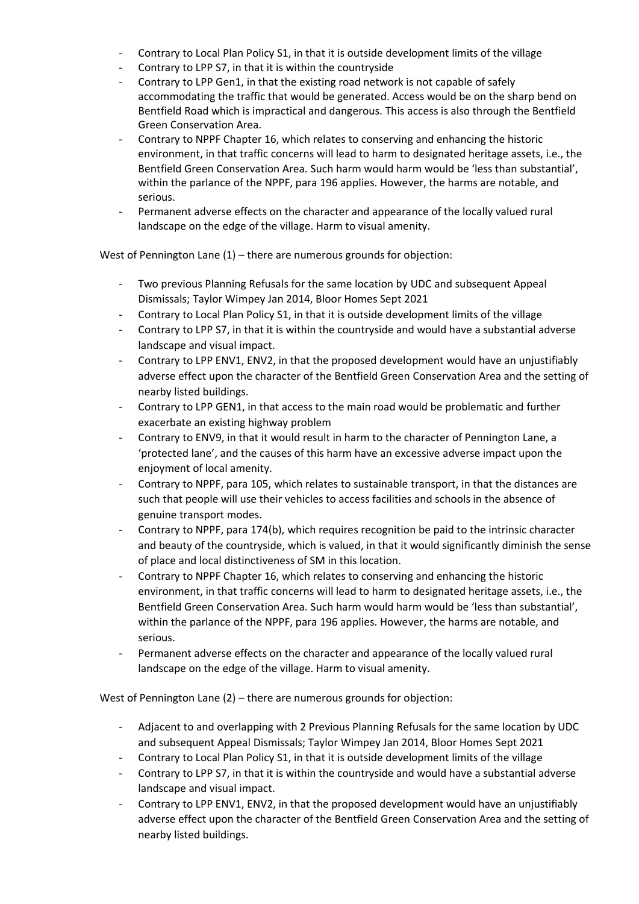- Contrary to Local Plan Policy S1, in that it is outside development limits of the village
- Contrary to LPP S7, in that it is within the countryside
- Contrary to LPP Gen1, in that the existing road network is not capable of safely accommodating the traffic that would be generated. Access would be on the sharp bend on Bentfield Road which is impractical and dangerous. This access is also through the Bentfield Green Conservation Area.
- Contrary to NPPF Chapter 16, which relates to conserving and enhancing the historic environment, in that traffic concerns will lead to harm to designated heritage assets, i.e., the Bentfield Green Conservation Area. Such harm would harm would be 'less than substantial', within the parlance of the NPPF, para 196 applies. However, the harms are notable, and serious.
- Permanent adverse effects on the character and appearance of the locally valued rural landscape on the edge of the village. Harm to visual amenity.

West of Pennington Lane (1) – there are numerous grounds for objection:

- Two previous Planning Refusals for the same location by UDC and subsequent Appeal Dismissals; Taylor Wimpey Jan 2014, Bloor Homes Sept 2021
- Contrary to Local Plan Policy S1, in that it is outside development limits of the village
- Contrary to LPP S7, in that it is within the countryside and would have a substantial adverse landscape and visual impact.
- Contrary to LPP ENV1, ENV2, in that the proposed development would have an unjustifiably adverse effect upon the character of the Bentfield Green Conservation Area and the setting of nearby listed buildings.
- Contrary to LPP GEN1, in that access to the main road would be problematic and further exacerbate an existing highway problem
- Contrary to ENV9, in that it would result in harm to the character of Pennington Lane, a 'protected lane', and the causes of this harm have an excessive adverse impact upon the enjoyment of local amenity.
- Contrary to NPPF, para 105, which relates to sustainable transport, in that the distances are such that people will use their vehicles to access facilities and schools in the absence of genuine transport modes.
- Contrary to NPPF, para 174(b), which requires recognition be paid to the intrinsic character and beauty of the countryside, which is valued, in that it would significantly diminish the sense of place and local distinctiveness of SM in this location.
- Contrary to NPPF Chapter 16, which relates to conserving and enhancing the historic environment, in that traffic concerns will lead to harm to designated heritage assets, i.e., the Bentfield Green Conservation Area. Such harm would harm would be 'less than substantial', within the parlance of the NPPF, para 196 applies. However, the harms are notable, and serious.
- Permanent adverse effects on the character and appearance of the locally valued rural landscape on the edge of the village. Harm to visual amenity.

West of Pennington Lane (2) – there are numerous grounds for objection:

- Adjacent to and overlapping with 2 Previous Planning Refusals for the same location by UDC and subsequent Appeal Dismissals; Taylor Wimpey Jan 2014, Bloor Homes Sept 2021
- Contrary to Local Plan Policy S1, in that it is outside development limits of the village
- Contrary to LPP S7, in that it is within the countryside and would have a substantial adverse landscape and visual impact.
- Contrary to LPP ENV1, ENV2, in that the proposed development would have an unjustifiably adverse effect upon the character of the Bentfield Green Conservation Area and the setting of nearby listed buildings.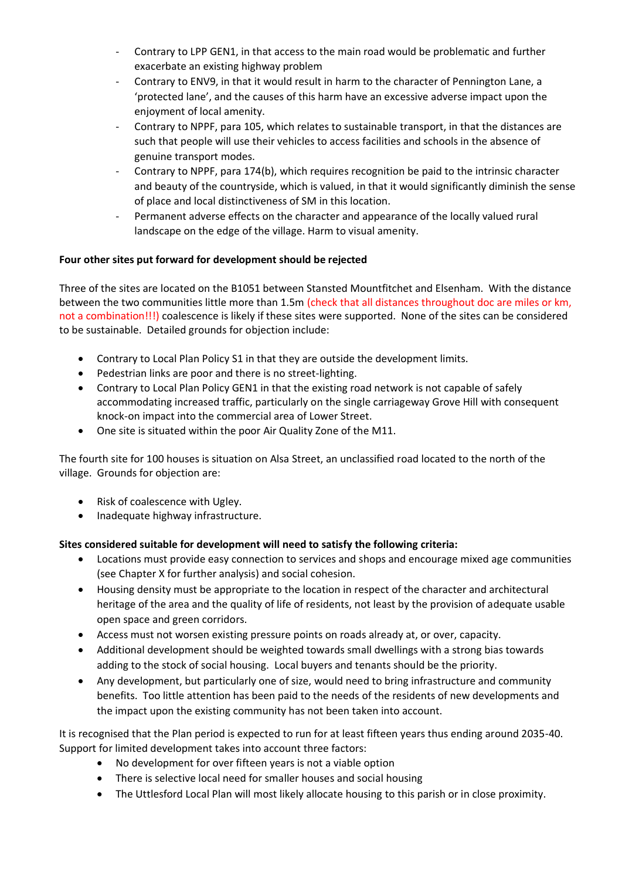- Contrary to LPP GEN1, in that access to the main road would be problematic and further exacerbate an existing highway problem
- Contrary to ENV9, in that it would result in harm to the character of Pennington Lane, a 'protected lane', and the causes of this harm have an excessive adverse impact upon the enjoyment of local amenity.
- Contrary to NPPF, para 105, which relates to sustainable transport, in that the distances are such that people will use their vehicles to access facilities and schools in the absence of genuine transport modes.
- Contrary to NPPF, para 174(b), which requires recognition be paid to the intrinsic character and beauty of the countryside, which is valued, in that it would significantly diminish the sense of place and local distinctiveness of SM in this location.
- Permanent adverse effects on the character and appearance of the locally valued rural landscape on the edge of the village. Harm to visual amenity.

**Four other sites put forward for development should be rejected**

Three of the sites are located on the B1051 between Stansted Mountfitchet and Elsenham. With the distance between the two communities little more than 1.5m (check that all distances throughout doc are miles or km, not a combination!!!) coalescence is likely if these sites were supported. None of the sites can be considered to be sustainable. Detailed grounds for objection include:

- Contrary to Local Plan Policy S1 in that they are outside the development limits.
- Pedestrian links are poor and there is no street-lighting.
- Contrary to Local Plan Policy GEN1 in that the existing road network is not capable of safely accommodating increased traffic, particularly on the single carriageway Grove Hill with consequent knock-on impact into the commercial area of Lower Street.
- One site is situated within the poor Air Quality Zone of the M11.

The fourth site for 100 houses is situation on Alsa Street, an unclassified road located to the north of the village. Grounds for objection are:

- Risk of coalescence with Ugley.
- Inadequate highway infrastructure.

**Sites considered suitable for development will need to satisfy the following criteria:**

- Locations must provide easy connection to services and shops and encourage mixed age communities (see Chapter X for further analysis) and social cohesion.
- Housing density must be appropriate to the location in respect of the character and architectural heritage of the area and the quality of life of residents, not least by the provision of adequate usable open space and green corridors.
- Access must not worsen existing pressure points on roads already at, or over, capacity.
- Additional development should be weighted towards small dwellings with a strong bias towards adding to the stock of social housing. Local buyers and tenants should be the priority.
- Any development, but particularly one of size, would need to bring infrastructure and community benefits. Too little attention has been paid to the needs of the residents of new developments and the impact upon the existing community has not been taken into account.

It is recognised that the Plan period is expected to run for at least fifteen years thus ending around 2035-40. Support for limited development takes into account three factors:

- No development for over fifteen years is not a viable option
- There is selective local need for smaller houses and social housing
- The Uttlesford Local Plan will most likely allocate housing to this parish or in close proximity.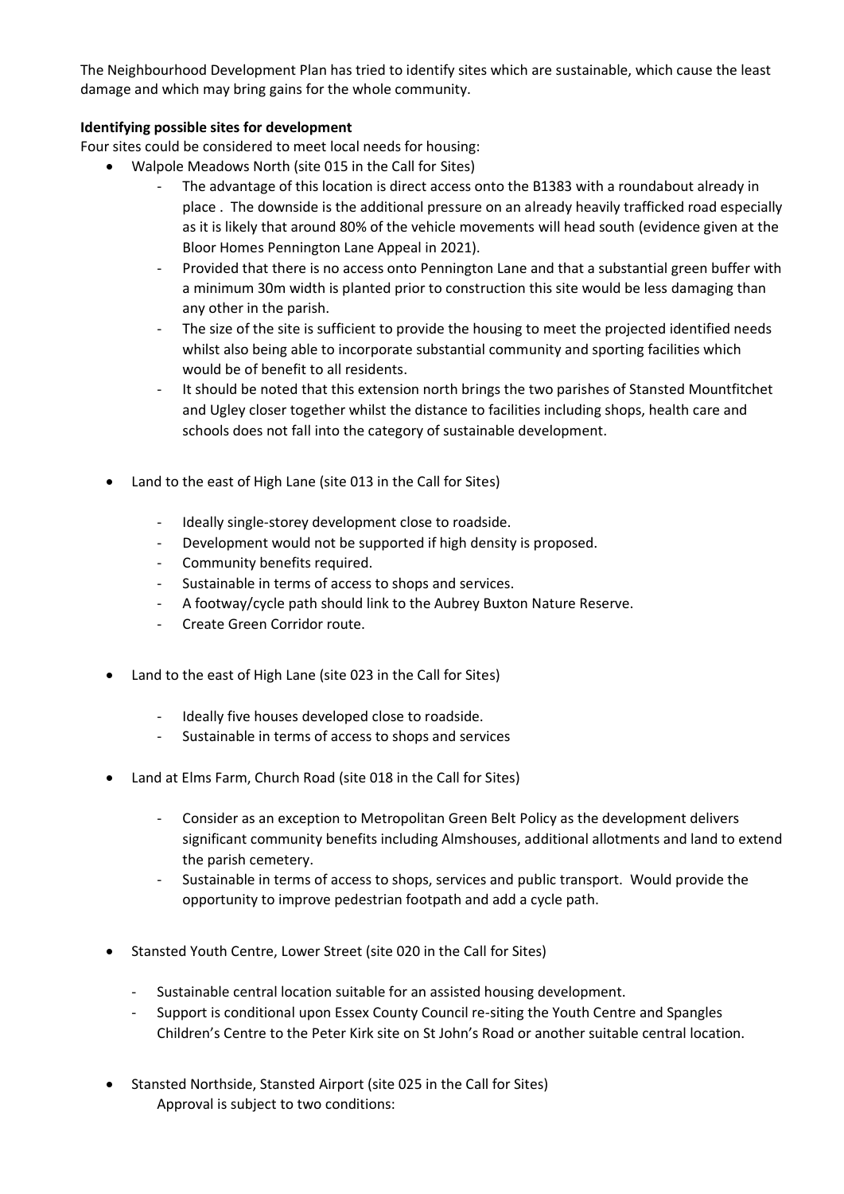The Neighbourhood Development Plan has tried to identify sites which are sustainable, which cause the least damage and which may bring gains for the whole community.

**Identifying possible sites for development**

Four sites could be considered to meet local needs for housing:

- Walpole Meadows North (site 015 in the Call for Sites)
  - The advantage of this location is direct access onto the B1383 with a roundabout already in place . The downside is the additional pressure on an already heavily trafficked road especially as it is likely that around 80% of the vehicle movements will head south (evidence given at the Bloor Homes Pennington Lane Appeal in 2021).
  - Provided that there is no access onto Pennington Lane and that a substantial green buffer with a minimum 30m width is planted prior to construction this site would be less damaging than any other in the parish.
  - The size of the site is sufficient to provide the housing to meet the projected identified needs whilst also being able to incorporate substantial community and sporting facilities which would be of benefit to all residents.
  - It should be noted that this extension north brings the two parishes of Stansted Mountfitchet and Ugley closer together whilst the distance to facilities including shops, health care and schools does not fall into the category of sustainable development.

- Land to the east of High Lane (site 013 in the Call for Sites)
  - Ideally single-storey development close to roadside.
  - Development would not be supported if high density is proposed.
  - Community benefits required.
  - Sustainable in terms of access to shops and services.
  - A footway/cycle path should link to the Aubrey Buxton Nature Reserve.
  - Create Green Corridor route.

- Land to the east of High Lane (site 023 in the Call for Sites)
  - Ideally five houses developed close to roadside.
  - Sustainable in terms of access to shops and services

- Land at Elms Farm, Church Road (site 018 in the Call for Sites)
  - Consider as an exception to Metropolitan Green Belt Policy as the development delivers significant community benefits including Almshouses, additional allotments and land to extend the parish cemetery.
  - Sustainable in terms of access to shops, services and public transport. Would provide the opportunity to improve pedestrian footpath and add a cycle path.

- Stansted Youth Centre, Lower Street (site 020 in the Call for Sites)
  - Sustainable central location suitable for an assisted housing development.
  - Support is conditional upon Essex County Council re-siting the Youth Centre and Spangles Children's Centre to the Peter Kirk site on St John's Road or another suitable central location.

- Stansted Northside, Stansted Airport (site 025 in the Call for Sites)

  Approval is subject to two conditions: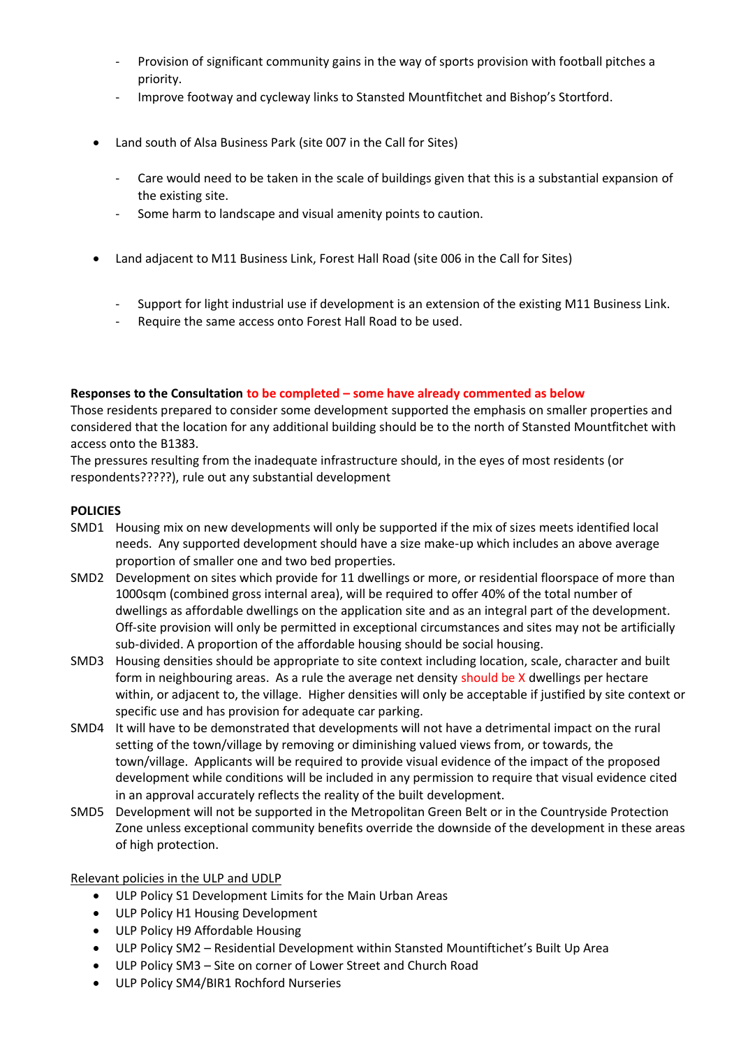- Provision of significant community gains in the way of sports provision with football pitches a priority.
  - Improve footway and cycleway links to Stansted Mountfitchet and Bishop's Stortford.

- Land south of Alsa Business Park (site 007 in the Call for Sites)

  - Care would need to be taken in the scale of buildings given that this is a substantial expansion of the existing site.
  - Some harm to landscape and visual amenity points to caution.

- Land adjacent to M11 Business Link, Forest Hall Road (site 006 in the Call for Sites)

  - Support for light industrial use if development is an extension of the existing M11 Business Link.
  - Require the same access onto Forest Hall Road to be used.

**Responses to the Consultation to be completed – some have already commented as below**

Those residents prepared to consider some development supported the emphasis on smaller properties and considered that the location for any additional building should be to the north of Stansted Mountfitchet with access onto the B1383.

The pressures resulting from the inadequate infrastructure should, in the eyes of most residents (or respondents?????), rule out any substantial development

**POLICIES**

SMD1 Housing mix on new developments will only be supported if the mix of sizes meets identified local needs. Any supported development should have a size make-up which includes an above average proportion of smaller one and two bed properties.

SMD2 Development on sites which provide for 11 dwellings or more, or residential floorspace of more than 1000sqm (combined gross internal area), will be required to offer 40% of the total number of dwellings as affordable dwellings on the application site and as an integral part of the development. Off-site provision will only be permitted in exceptional circumstances and sites may not be artificially sub-divided. A proportion of the affordable housing should be social housing.

SMD3 Housing densities should be appropriate to site context including location, scale, character and built form in neighbouring areas. As a rule the average net density should be X dwellings per hectare within, or adjacent to, the village. Higher densities will only be acceptable if justified by site context or specific use and has provision for adequate car parking.

SMD4 It will have to be demonstrated that developments will not have a detrimental impact on the rural setting of the town/village by removing or diminishing valued views from, or towards, the town/village. Applicants will be required to provide visual evidence of the impact of the proposed development while conditions will be included in any permission to require that visual evidence cited in an approval accurately reflects the reality of the built development.

SMD5 Development will not be supported in the Metropolitan Green Belt or in the Countryside Protection Zone unless exceptional community benefits override the downside of the development in these areas of high protection.

<u>Relevant policies in the ULP and UDLP</u>

- ULP Policy S1 Development Limits for the Main Urban Areas
- ULP Policy H1 Housing Development
- ULP Policy H9 Affordable Housing
- ULP Policy SM2 – Residential Development within Stansted Mountiftichet's Built Up Area
- ULP Policy SM3 – Site on corner of Lower Street and Church Road
- ULP Policy SM4/BIR1 Rochford Nurseries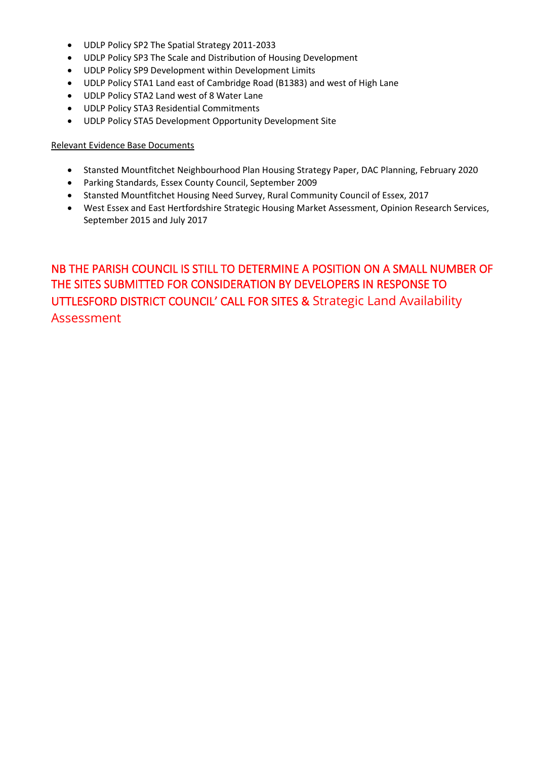- UDLP Policy SP2 The Spatial Strategy 2011-2033
- UDLP Policy SP3 The Scale and Distribution of Housing Development
- UDLP Policy SP9 Development within Development Limits
- UDLP Policy STA1 Land east of Cambridge Road (B1383) and west of High Lane
- UDLP Policy STA2 Land west of 8 Water Lane
- UDLP Policy STA3 Residential Commitments
- UDLP Policy STA5 Development Opportunity Development Site

Relevant Evidence Base Documents

- Stansted Mountfitchet Neighbourhood Plan Housing Strategy Paper, DAC Planning, February 2020
- Parking Standards, Essex County Council, September 2009
- Stansted Mountfitchet Housing Need Survey, Rural Community Council of Essex, 2017
- West Essex and East Hertfordshire Strategic Housing Market Assessment, Opinion Research Services, September 2015 and July 2017

NB THE PARISH COUNCIL IS STILL TO DETERMINE A POSITION ON A SMALL NUMBER OF THE SITES SUBMITTED FOR CONSIDERATION BY DEVELOPERS IN RESPONSE TO UTTLESFORD DISTRICT COUNCIL' CALL FOR SITES & Strategic Land Availability Assessment